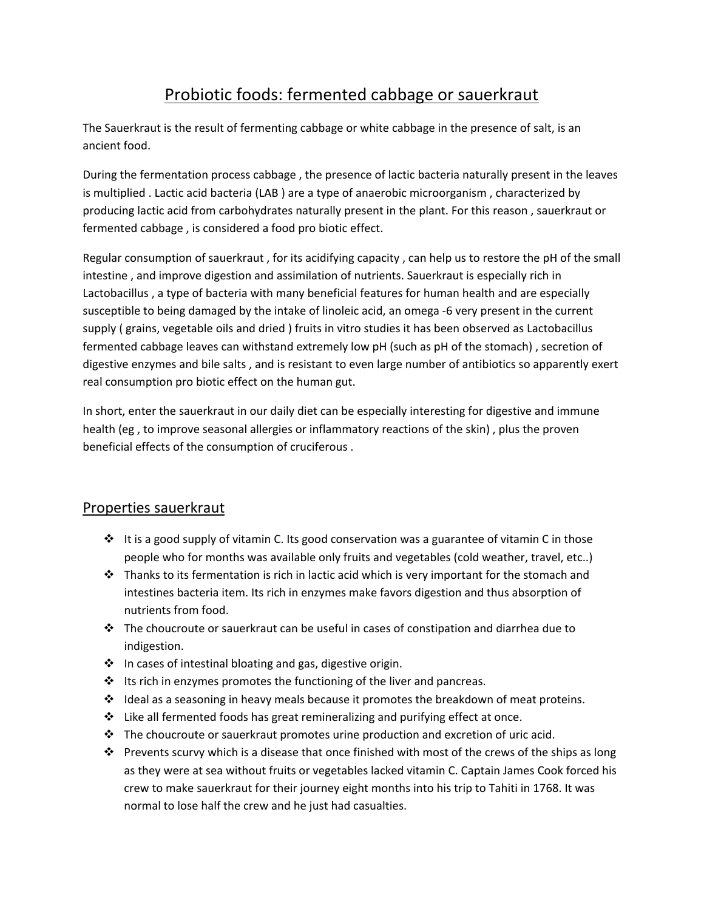# Probiotic foods: fermented cabbage or sauerkraut

The Sauerkraut is the result of fermenting cabbage or white cabbage in the presence of salt, is an ancient food.

During the fermentation process cabbage , the presence of lactic bacteria naturally present in the leaves is multiplied . Lactic acid bacteria (LAB ) are a type of anaerobic microorganism , characterized by producing lactic acid from carbohydrates naturally present in the plant. For this reason , sauerkraut or fermented cabbage , is considered a food pro biotic effect.

Regular consumption of sauerkraut , for its acidifying capacity , can help us to restore the pH of the small intestine , and improve digestion and assimilation of nutrients. Sauerkraut is especially rich in Lactobacillus , a type of bacteria with many beneficial features for human health and are especially susceptible to being damaged by the intake of linoleic acid, an omega -6 very present in the current supply ( grains, vegetable oils and dried ) fruits in vitro studies it has been observed as Lactobacillus fermented cabbage leaves can withstand extremely low pH (such as pH of the stomach) , secretion of digestive enzymes and bile salts , and is resistant to even large number of antibiotics so apparently exert real consumption pro biotic effect on the human gut.

In short, enter the sauerkraut in our daily diet can be especially interesting for digestive and immune health (eg , to improve seasonal allergies or inflammatory reactions of the skin) , plus the proven beneficial effects of the consumption of cruciferous .

## Properties sauerkraut

- It is a good supply of vitamin C. Its good conservation was a guarantee of vitamin C in those people who for months was available only fruits and vegetables (cold weather, travel, etc..)
- Thanks to its fermentation is rich in lactic acid which is very important for the stomach and intestines bacteria item. Its rich in enzymes make favors digestion and thus absorption of nutrients from food.
- The choucroute or sauerkraut can be useful in cases of constipation and diarrhea due to indigestion.
- In cases of intestinal bloating and gas, digestive origin.
- Its rich in enzymes promotes the functioning of the liver and pancreas.
- Ideal as a seasoning in heavy meals because it promotes the breakdown of meat proteins.
- Like all fermented foods has great remineralizing and purifying effect at once.
- The choucroute or sauerkraut promotes urine production and excretion of uric acid.
- Prevents scurvy which is a disease that once finished with most of the crews of the ships as long as they were at sea without fruits or vegetables lacked vitamin C. Captain James Cook forced his crew to make sauerkraut for their journey eight months into his trip to Tahiti in 1768. It was normal to lose half the crew and he just had casualties.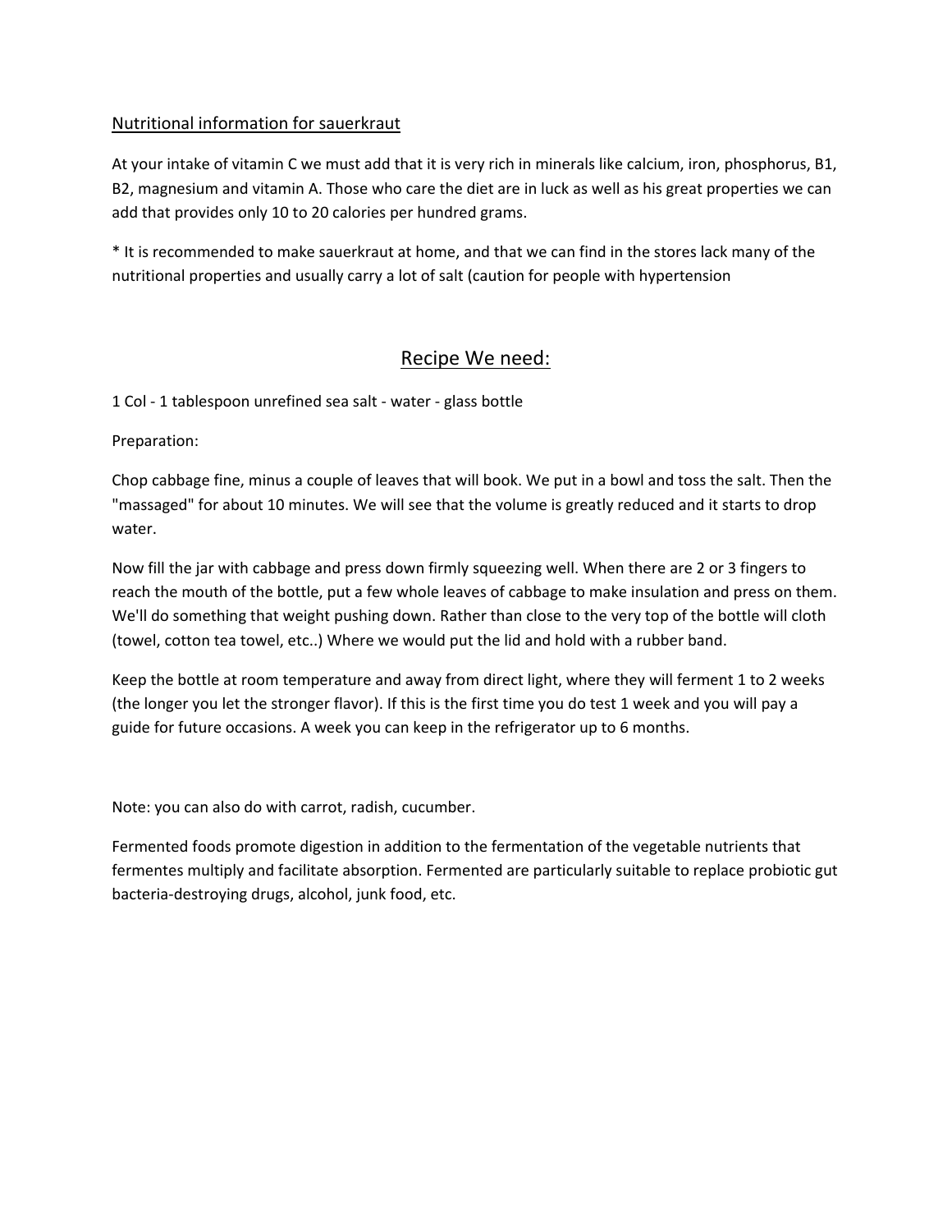Nutritional information for sauerkraut

At your intake of vitamin C we must add that it is very rich in minerals like calcium, iron, phosphorus, B1, B2, magnesium and vitamin A. Those who care the diet are in luck as well as his great properties we can add that provides only 10 to 20 calories per hundred grams.

* It is recommended to make sauerkraut at home, and that we can find in the stores lack many of the nutritional properties and usually carry a lot of salt (caution for people with hypertension

## Recipe We need:

1 Col - 1 tablespoon unrefined sea salt - water - glass bottle

Preparation:

Chop cabbage fine, minus a couple of leaves that will book. We put in a bowl and toss the salt. Then the "massaged" for about 10 minutes. We will see that the volume is greatly reduced and it starts to drop water.

Now fill the jar with cabbage and press down firmly squeezing well. When there are 2 or 3 fingers to reach the mouth of the bottle, put a few whole leaves of cabbage to make insulation and press on them. We'll do something that weight pushing down. Rather than close to the very top of the bottle will cloth (towel, cotton tea towel, etc..) Where we would put the lid and hold with a rubber band.

Keep the bottle at room temperature and away from direct light, where they will ferment 1 to 2 weeks (the longer you let the stronger flavor). If this is the first time you do test 1 week and you will pay a guide for future occasions. A week you can keep in the refrigerator up to 6 months.

Note: you can also do with carrot, radish, cucumber.

Fermented foods promote digestion in addition to the fermentation of the vegetable nutrients that fermentes multiply and facilitate absorption. Fermented are particularly suitable to replace probiotic gut bacteria-destroying drugs, alcohol, junk food, etc.